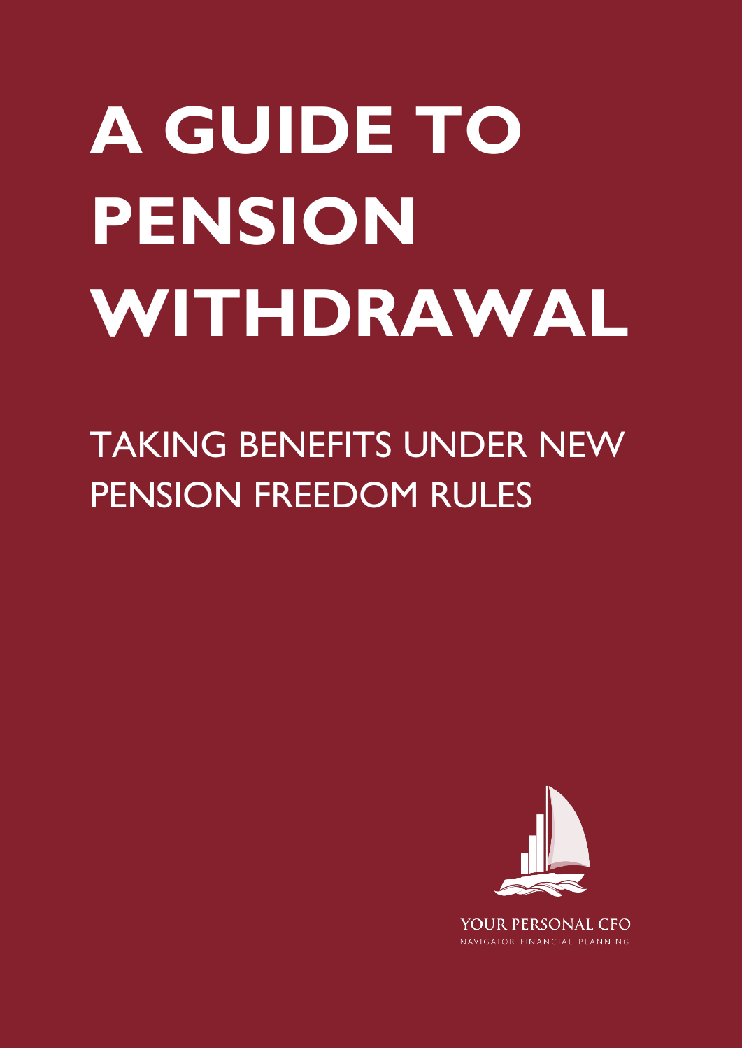# A GUIDE TO PENSION WITHDRAWAL

## TAKING BENEFITS UNDER NEW PENSION FREEDOM RULES

YOUR PERSONAL CFO
NAVIGATOR FINANCIAL PLANNING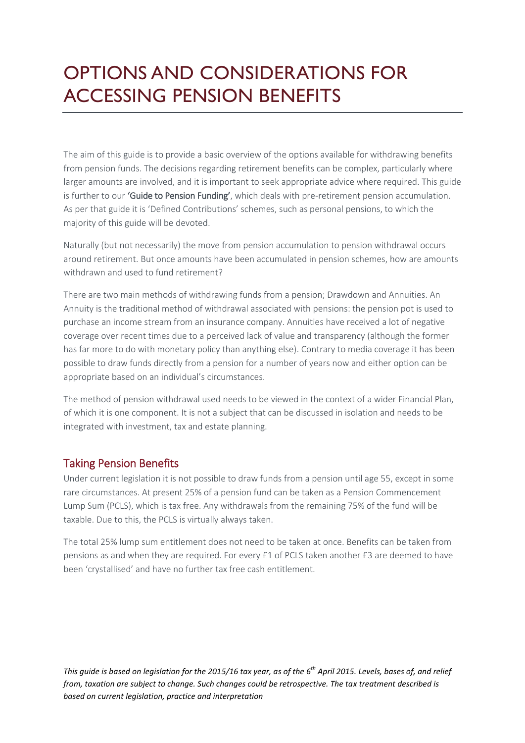# OPTIONS AND CONSIDERATIONS FOR ACCESSING PENSION BENEFITS

The aim of this guide is to provide a basic overview of the options available for withdrawing benefits from pension funds. The decisions regarding retirement benefits can be complex, particularly where larger amounts are involved, and it is important to seek appropriate advice where required. This guide is further to our **'Guide to Pension Funding'**, which deals with pre-retirement pension accumulation. As per that guide it is 'Defined Contributions' schemes, such as personal pensions, to which the majority of this guide will be devoted.

Naturally (but not necessarily) the move from pension accumulation to pension withdrawal occurs around retirement. But once amounts have been accumulated in pension schemes, how are amounts withdrawn and used to fund retirement?

There are two main methods of withdrawing funds from a pension; Drawdown and Annuities. An Annuity is the traditional method of withdrawal associated with pensions: the pension pot is used to purchase an income stream from an insurance company. Annuities have received a lot of negative coverage over recent times due to a perceived lack of value and transparency (although the former has far more to do with monetary policy than anything else). Contrary to media coverage it has been possible to draw funds directly from a pension for a number of years now and either option can be appropriate based on an individual's circumstances.

The method of pension withdrawal used needs to be viewed in the context of a wider Financial Plan, of which it is one component. It is not a subject that can be discussed in isolation and needs to be integrated with investment, tax and estate planning.

## Taking Pension Benefits

Under current legislation it is not possible to draw funds from a pension until age 55, except in some rare circumstances. At present 25% of a pension fund can be taken as a Pension Commencement Lump Sum (PCLS), which is tax free. Any withdrawals from the remaining 75% of the fund will be taxable. Due to this, the PCLS is virtually always taken.

The total 25% lump sum entitlement does not need to be taken at once. Benefits can be taken from pensions as and when they are required. For every £1 of PCLS taken another £3 are deemed to have been 'crystallised' and have no further tax free cash entitlement.

*This guide is based on legislation for the 2015/16 tax year, as of the 6th April 2015. Levels, bases of, and relief from, taxation are subject to change. Such changes could be retrospective. The tax treatment described is based on current legislation, practice and interpretation*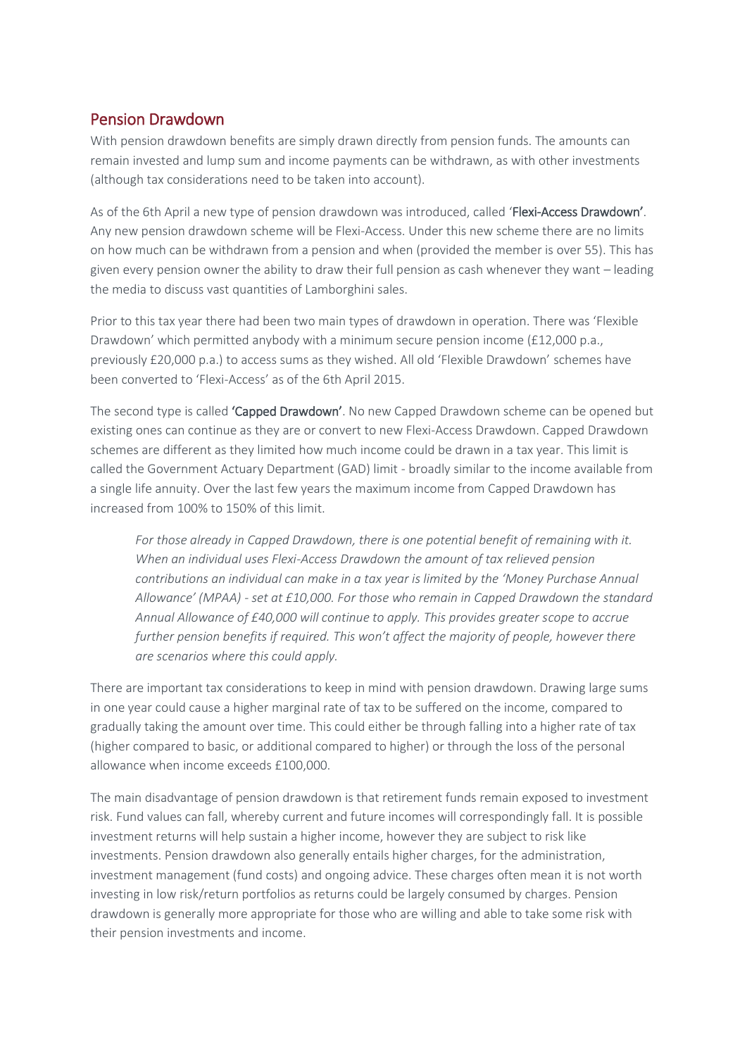## Pension Drawdown

With pension drawdown benefits are simply drawn directly from pension funds. The amounts can remain invested and lump sum and income payments can be withdrawn, as with other investments (although tax considerations need to be taken into account).

As of the 6th April a new type of pension drawdown was introduced, called '**Flexi-Access Drawdown**'. Any new pension drawdown scheme will be Flexi-Access. Under this new scheme there are no limits on how much can be withdrawn from a pension and when (provided the member is over 55). This has given every pension owner the ability to draw their full pension as cash whenever they want – leading the media to discuss vast quantities of Lamborghini sales.

Prior to this tax year there had been two main types of drawdown in operation. There was 'Flexible Drawdown' which permitted anybody with a minimum secure pension income (£12,000 p.a., previously £20,000 p.a.) to access sums as they wished. All old 'Flexible Drawdown' schemes have been converted to 'Flexi-Access' as of the 6th April 2015.

The second type is called **'Capped Drawdown'**. No new Capped Drawdown scheme can be opened but existing ones can continue as they are or convert to new Flexi-Access Drawdown. Capped Drawdown schemes are different as they limited how much income could be drawn in a tax year. This limit is called the Government Actuary Department (GAD) limit - broadly similar to the income available from a single life annuity. Over the last few years the maximum income from Capped Drawdown has increased from 100% to 150% of this limit.

> *For those already in Capped Drawdown, there is one potential benefit of remaining with it. When an individual uses Flexi-Access Drawdown the amount of tax relieved pension contributions an individual can make in a tax year is limited by the 'Money Purchase Annual Allowance' (MPAA) - set at £10,000. For those who remain in Capped Drawdown the standard Annual Allowance of £40,000 will continue to apply. This provides greater scope to accrue further pension benefits if required. This won't affect the majority of people, however there are scenarios where this could apply.*

There are important tax considerations to keep in mind with pension drawdown. Drawing large sums in one year could cause a higher marginal rate of tax to be suffered on the income, compared to gradually taking the amount over time. This could either be through falling into a higher rate of tax (higher compared to basic, or additional compared to higher) or through the loss of the personal allowance when income exceeds £100,000.

The main disadvantage of pension drawdown is that retirement funds remain exposed to investment risk. Fund values can fall, whereby current and future incomes will correspondingly fall. It is possible investment returns will help sustain a higher income, however they are subject to risk like investments. Pension drawdown also generally entails higher charges, for the administration, investment management (fund costs) and ongoing advice. These charges often mean it is not worth investing in low risk/return portfolios as returns could be largely consumed by charges. Pension drawdown is generally more appropriate for those who are willing and able to take some risk with their pension investments and income.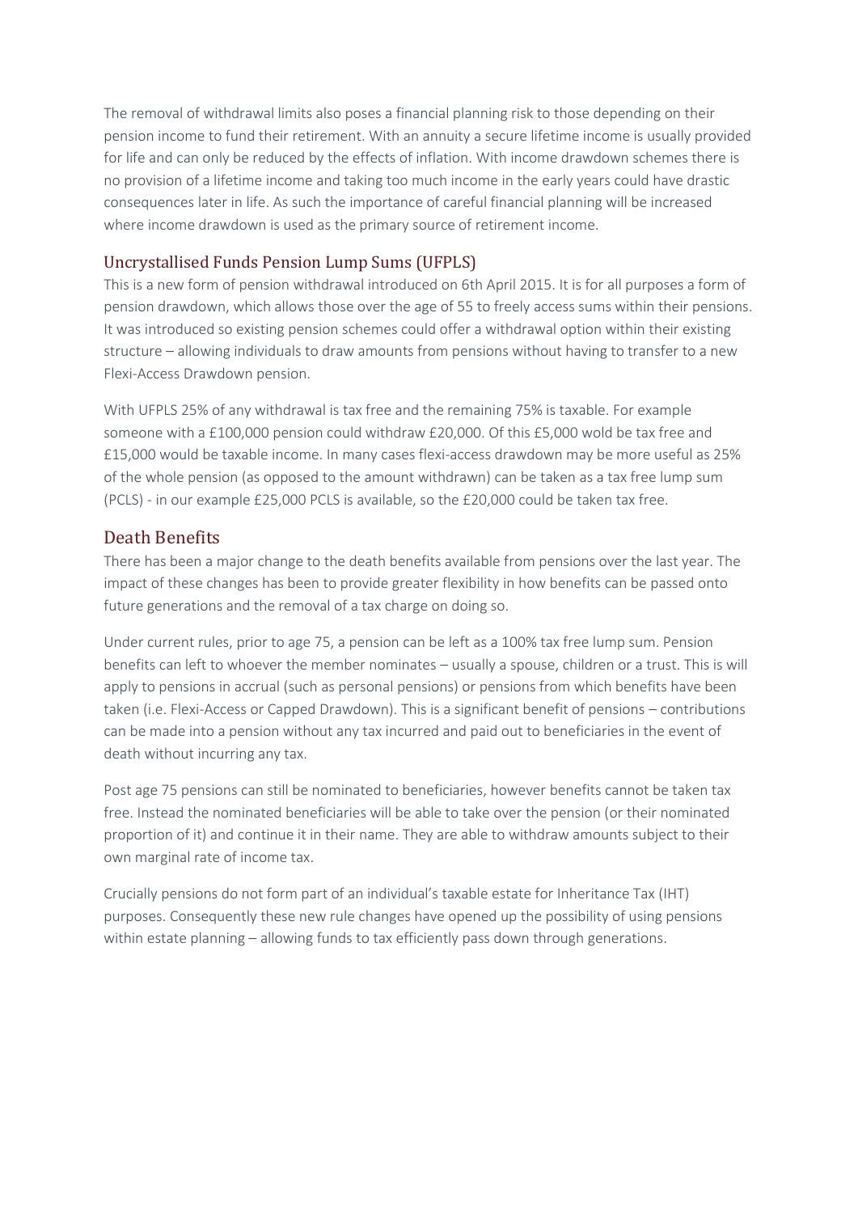The removal of withdrawal limits also poses a financial planning risk to those depending on their pension income to fund their retirement. With an annuity a secure lifetime income is usually provided for life and can only be reduced by the effects of inflation. With income drawdown schemes there is no provision of a lifetime income and taking too much income in the early years could have drastic consequences later in life. As such the importance of careful financial planning will be increased where income drawdown is used as the primary source of retirement income.

### Uncrystallised Funds Pension Lump Sums (UFPLS)

This is a new form of pension withdrawal introduced on 6th April 2015. It is for all purposes a form of pension drawdown, which allows those over the age of 55 to freely access sums within their pensions. It was introduced so existing pension schemes could offer a withdrawal option within their existing structure – allowing individuals to draw amounts from pensions without having to transfer to a new Flexi-Access Drawdown pension.

With UFPLS 25% of any withdrawal is tax free and the remaining 75% is taxable. For example someone with a £100,000 pension could withdraw £20,000. Of this £5,000 wold be tax free and £15,000 would be taxable income. In many cases flexi-access drawdown may be more useful as 25% of the whole pension (as opposed to the amount withdrawn) can be taken as a tax free lump sum (PCLS) - in our example £25,000 PCLS is available, so the £20,000 could be taken tax free.

## Death Benefits

There has been a major change to the death benefits available from pensions over the last year. The impact of these changes has been to provide greater flexibility in how benefits can be passed onto future generations and the removal of a tax charge on doing so.

Under current rules, prior to age 75, a pension can be left as a 100% tax free lump sum. Pension benefits can left to whoever the member nominates – usually a spouse, children or a trust. This is will apply to pensions in accrual (such as personal pensions) or pensions from which benefits have been taken (i.e. Flexi-Access or Capped Drawdown). This is a significant benefit of pensions – contributions can be made into a pension without any tax incurred and paid out to beneficiaries in the event of death without incurring any tax.

Post age 75 pensions can still be nominated to beneficiaries, however benefits cannot be taken tax free. Instead the nominated beneficiaries will be able to take over the pension (or their nominated proportion of it) and continue it in their name. They are able to withdraw amounts subject to their own marginal rate of income tax.

Crucially pensions do not form part of an individual's taxable estate for Inheritance Tax (IHT) purposes. Consequently these new rule changes have opened up the possibility of using pensions within estate planning – allowing funds to tax efficiently pass down through generations.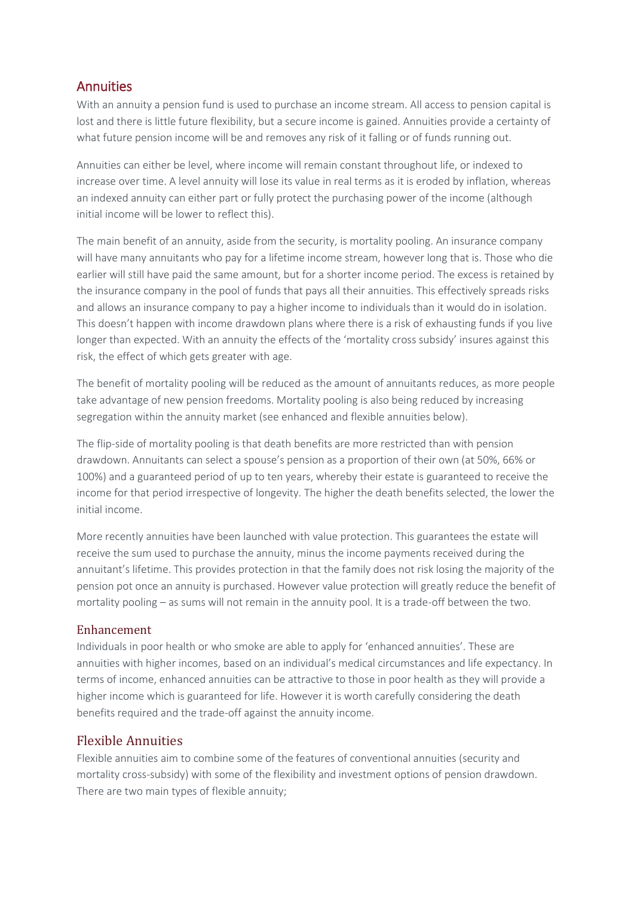## Annuities

With an annuity a pension fund is used to purchase an income stream. All access to pension capital is lost and there is little future flexibility, but a secure income is gained. Annuities provide a certainty of what future pension income will be and removes any risk of it falling or of funds running out.

Annuities can either be level, where income will remain constant throughout life, or indexed to increase over time. A level annuity will lose its value in real terms as it is eroded by inflation, whereas an indexed annuity can either part or fully protect the purchasing power of the income (although initial income will be lower to reflect this).

The main benefit of an annuity, aside from the security, is mortality pooling. An insurance company will have many annuitants who pay for a lifetime income stream, however long that is. Those who die earlier will still have paid the same amount, but for a shorter income period. The excess is retained by the insurance company in the pool of funds that pays all their annuities. This effectively spreads risks and allows an insurance company to pay a higher income to individuals than it would do in isolation. This doesn't happen with income drawdown plans where there is a risk of exhausting funds if you live longer than expected. With an annuity the effects of the 'mortality cross subsidy' insures against this risk, the effect of which gets greater with age.

The benefit of mortality pooling will be reduced as the amount of annuitants reduces, as more people take advantage of new pension freedoms. Mortality pooling is also being reduced by increasing segregation within the annuity market (see enhanced and flexible annuities below).

The flip-side of mortality pooling is that death benefits are more restricted than with pension drawdown. Annuitants can select a spouse's pension as a proportion of their own (at 50%, 66% or 100%) and a guaranteed period of up to ten years, whereby their estate is guaranteed to receive the income for that period irrespective of longevity. The higher the death benefits selected, the lower the initial income.

More recently annuities have been launched with value protection. This guarantees the estate will receive the sum used to purchase the annuity, minus the income payments received during the annuitant's lifetime. This provides protection in that the family does not risk losing the majority of the pension pot once an annuity is purchased. However value protection will greatly reduce the benefit of mortality pooling – as sums will not remain in the annuity pool. It is a trade-off between the two.

### Enhancement

Individuals in poor health or who smoke are able to apply for 'enhanced annuities'. These are annuities with higher incomes, based on an individual's medical circumstances and life expectancy. In terms of income, enhanced annuities can be attractive to those in poor health as they will provide a higher income which is guaranteed for life. However it is worth carefully considering the death benefits required and the trade-off against the annuity income.

### Flexible Annuities

Flexible annuities aim to combine some of the features of conventional annuities (security and mortality cross-subsidy) with some of the flexibility and investment options of pension drawdown. There are two main types of flexible annuity;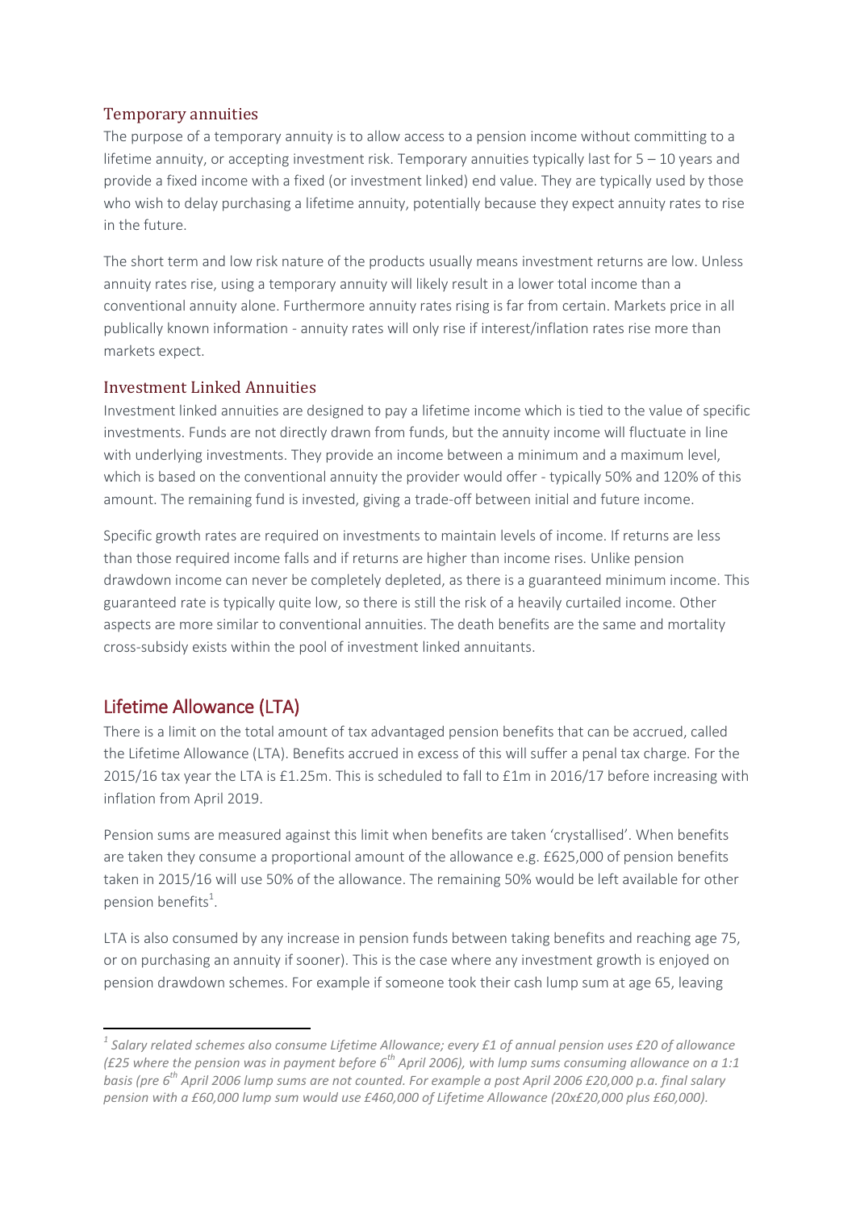### Temporary annuities

The purpose of a temporary annuity is to allow access to a pension income without committing to a lifetime annuity, or accepting investment risk. Temporary annuities typically last for 5 – 10 years and provide a fixed income with a fixed (or investment linked) end value. They are typically used by those who wish to delay purchasing a lifetime annuity, potentially because they expect annuity rates to rise in the future.

The short term and low risk nature of the products usually means investment returns are low. Unless annuity rates rise, using a temporary annuity will likely result in a lower total income than a conventional annuity alone. Furthermore annuity rates rising is far from certain. Markets price in all publically known information - annuity rates will only rise if interest/inflation rates rise more than markets expect.

### Investment Linked Annuities

Investment linked annuities are designed to pay a lifetime income which is tied to the value of specific investments. Funds are not directly drawn from funds, but the annuity income will fluctuate in line with underlying investments. They provide an income between a minimum and a maximum level, which is based on the conventional annuity the provider would offer - typically 50% and 120% of this amount. The remaining fund is invested, giving a trade-off between initial and future income.

Specific growth rates are required on investments to maintain levels of income. If returns are less than those required income falls and if returns are higher than income rises. Unlike pension drawdown income can never be completely depleted, as there is a guaranteed minimum income. This guaranteed rate is typically quite low, so there is still the risk of a heavily curtailed income. Other aspects are more similar to conventional annuities. The death benefits are the same and mortality cross-subsidy exists within the pool of investment linked annuitants.

## Lifetime Allowance (LTA)

There is a limit on the total amount of tax advantaged pension benefits that can be accrued, called the Lifetime Allowance (LTA). Benefits accrued in excess of this will suffer a penal tax charge. For the 2015/16 tax year the LTA is £1.25m. This is scheduled to fall to £1m in 2016/17 before increasing with inflation from April 2019.

Pension sums are measured against this limit when benefits are taken 'crystallised'. When benefits are taken they consume a proportional amount of the allowance e.g. £625,000 of pension benefits taken in 2015/16 will use 50% of the allowance. The remaining 50% would be left available for other pension benefits[1].

LTA is also consumed by any increase in pension funds between taking benefits and reaching age 75, or on purchasing an annuity if sooner). This is the case where any investment growth is enjoyed on pension drawdown schemes. For example if someone took their cash lump sum at age 65, leaving

---

*[1] Salary related schemes also consume Lifetime Allowance; every £1 of annual pension uses £20 of allowance (£25 where the pension was in payment before 6th April 2006), with lump sums consuming allowance on a 1:1 basis (pre 6th April 2006 lump sums are not counted. For example a post April 2006 £20,000 p.a. final salary pension with a £60,000 lump sum would use £460,000 of Lifetime Allowance (20x£20,000 plus £60,000).*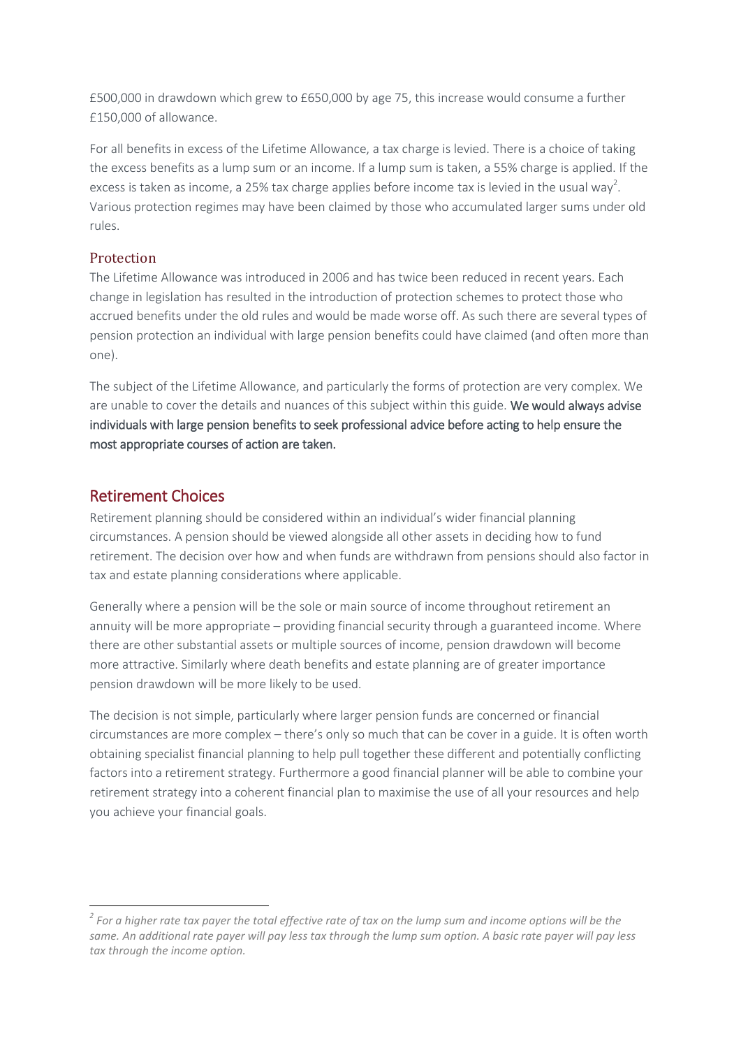£500,000 in drawdown which grew to £650,000 by age 75, this increase would consume a further £150,000 of allowance.

For all benefits in excess of the Lifetime Allowance, a tax charge is levied. There is a choice of taking the excess benefits as a lump sum or an income. If a lump sum is taken, a 55% charge is applied. If the excess is taken as income, a 25% tax charge applies before income tax is levied in the usual way[2]. Various protection regimes may have been claimed by those who accumulated larger sums under old rules.

### Protection

The Lifetime Allowance was introduced in 2006 and has twice been reduced in recent years. Each change in legislation has resulted in the introduction of protection schemes to protect those who accrued benefits under the old rules and would be made worse off. As such there are several types of pension protection an individual with large pension benefits could have claimed (and often more than one).

The subject of the Lifetime Allowance, and particularly the forms of protection are very complex. We are unable to cover the details and nuances of this subject within this guide. **We would always advise individuals with large pension benefits to seek professional advice before acting to help ensure the most appropriate courses of action are taken.**

## Retirement Choices

Retirement planning should be considered within an individual's wider financial planning circumstances. A pension should be viewed alongside all other assets in deciding how to fund retirement. The decision over how and when funds are withdrawn from pensions should also factor in tax and estate planning considerations where applicable.

Generally where a pension will be the sole or main source of income throughout retirement an annuity will be more appropriate – providing financial security through a guaranteed income. Where there are other substantial assets or multiple sources of income, pension drawdown will become more attractive. Similarly where death benefits and estate planning are of greater importance pension drawdown will be more likely to be used.

The decision is not simple, particularly where larger pension funds are concerned or financial circumstances are more complex – there's only so much that can be cover in a guide. It is often worth obtaining specialist financial planning to help pull together these different and potentially conflicting factors into a retirement strategy. Furthermore a good financial planner will be able to combine your retirement strategy into a coherent financial plan to maximise the use of all your resources and help you achieve your financial goals.

---

*[2] For a higher rate tax payer the total effective rate of tax on the lump sum and income options will be the same. An additional rate payer will pay less tax through the lump sum option. A basic rate payer will pay less tax through the income option.*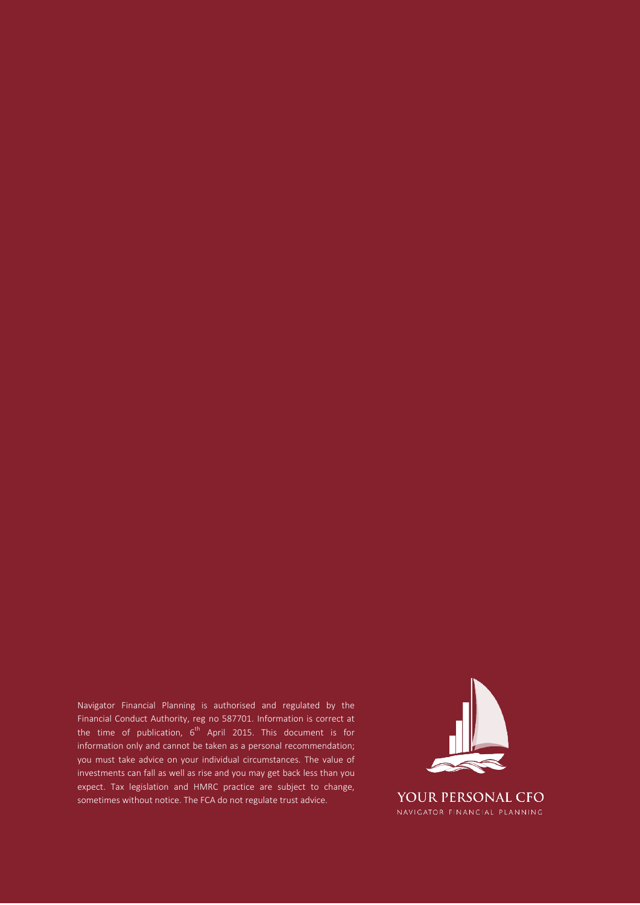Navigator Financial Planning is authorised and regulated by the Financial Conduct Authority, reg no 587701. Information is correct at the time of publication, 6th April 2015. This document is for information only and cannot be taken as a personal recommendation; you must take advice on your individual circumstances. The value of investments can fall as well as rise and you may get back less than you expect. Tax legislation and HMRC practice are subject to change, sometimes without notice. The FCA do not regulate trust advice.

YOUR PERSONAL CFO

NAVIGATOR FINANCIAL PLANNING